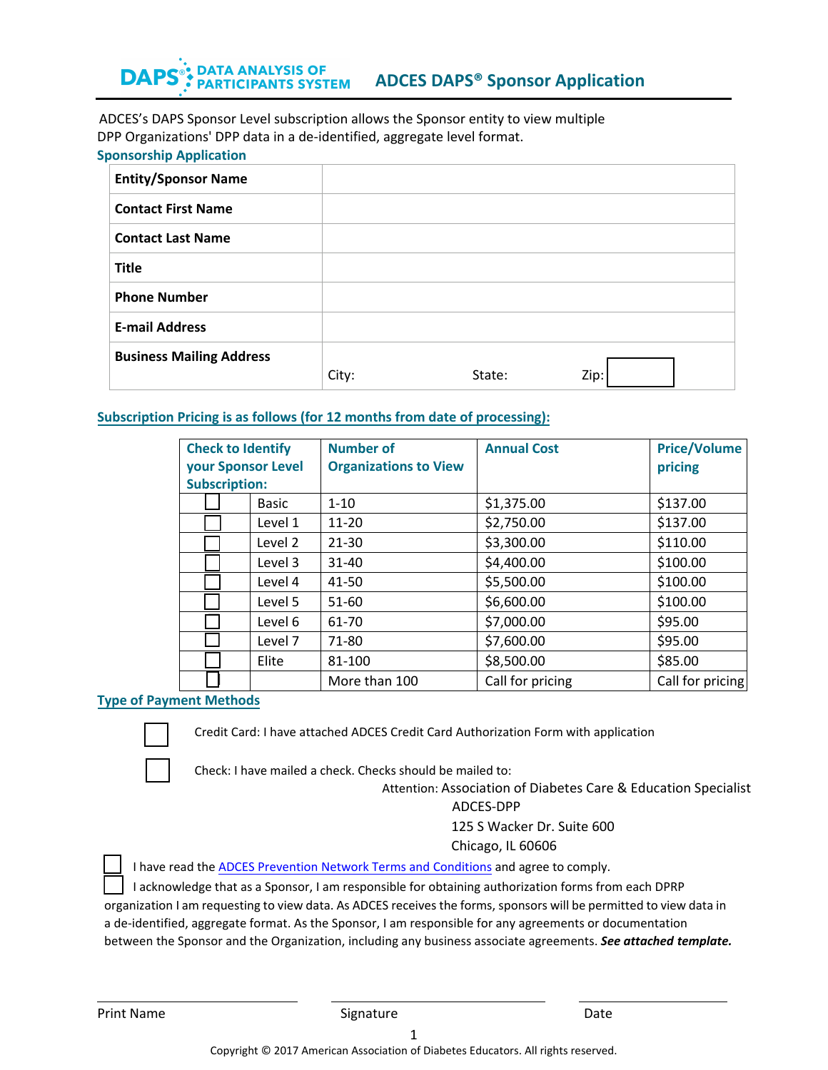# DAPS® DATA ANALYSIS OF PARTICIPANTS SYSTEM — ADCES DAPS® Sponsor Application

ADCES's DAPS Sponsor Level subscription allows the Sponsor entity to view multiple DPP Organizations' DPP data in a de-identified, aggregate level format.

## Sponsorship Application

| | |
|---|---|
| **Entity/Sponsor Name** | |
| **Contact First Name** | |
| **Contact Last Name** | |
| **Title** | |
| **Phone Number** | |
| **E-mail Address** | |
| **Business Mailing Address** | City: State: Zip: ☐ |

## Subscription Pricing is as follows (for 12 months from date of processing):

| Check to Identify your Sponsor Level Subscription: | | Number of Organizations to View | Annual Cost | Price/Volume pricing |
|---|---|---|---|---|
| ☐ | Basic | 1-10 | $1,375.00 | $137.00 |
| ☐ | Level 1 | 11-20 | $2,750.00 | $137.00 |
| ☐ | Level 2 | 21-30 | $3,300.00 | $110.00 |
| ☐ | Level 3 | 31-40 | $4,400.00 | $100.00 |
| ☐ | Level 4 | 41-50 | $5,500.00 | $100.00 |
| ☐ | Level 5 | 51-60 | $6,600.00 | $100.00 |
| ☐ | Level 6 | 61-70 | $7,000.00 | $95.00 |
| ☐ | Level 7 | 71-80 | $7,600.00 | $95.00 |
| ☐ | Elite | 81-100 | $8,500.00 | $85.00 |
| ☐ | | More than 100 | Call for pricing | Call for pricing |

## Type of Payment Methods

☐ Credit Card: I have attached ADCES Credit Card Authorization Form with application

☐ Check: I have mailed a check. Checks should be mailed to:

Attention: Association of Diabetes Care & Education Specialist
ADCES-DPP
125 S Wacker Dr. Suite 600
Chicago, IL 60606

☐ I have read the [ADCES Prevention Network Terms and Conditions]() and agree to comply.

☐ I acknowledge that as a Sponsor, I am responsible for obtaining authorization forms from each DPRP organization I am requesting to view data. As ADCES receives the forms, sponsors will be permitted to view data in a de-identified, aggregate format. As the Sponsor, I am responsible for any agreements or documentation between the Sponsor and the Organization, including any business associate agreements. ***See attached template.***

Print Name ____________ Signature ____________ Date ____________

Copyright © 2017 American Association of Diabetes Educators. All rights reserved.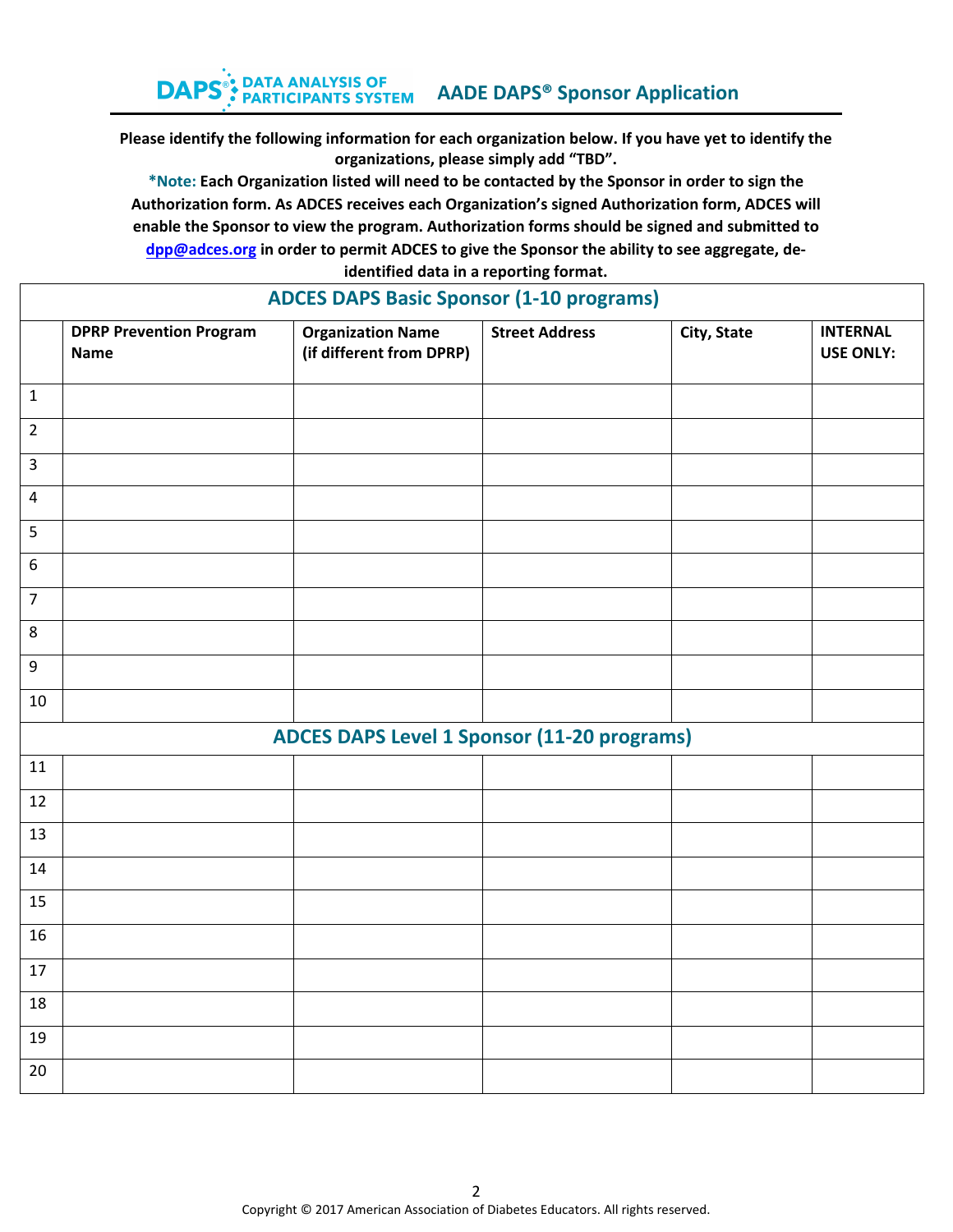# DAPS® DATA ANALYSIS OF PARTICIPANTS SYSTEM — AADE DAPS® Sponsor Application

**Please identify the following information for each organization below. If you have yet to identify the organizations, please simply add "TBD".**

***Note:** **Each Organization listed will need to be contacted by the Sponsor in order to sign the Authorization form. As ADCES receives each Organization's signed Authorization form, ADCES will enable the Sponsor to view the program. Authorization forms should be signed and submitted to dpp@adces.org in order to permit ADCES to give the Sponsor the ability to see aggregate, de-identified data in a reporting format.**

| ADCES DAPS Basic Sponsor (1-10 programs) | | | | | |
|---|---|---|---|---|---|
| | **DPRP Prevention Program Name** | **Organization Name (if different from DPRP)** | **Street Address** | **City, State** | **INTERNAL USE ONLY:** |
| 1 | | | | | |
| 2 | | | | | |
| 3 | | | | | |
| 4 | | | | | |
| 5 | | | | | |
| 6 | | | | | |
| 7 | | | | | |
| 8 | | | | | |
| 9 | | | | | |
| 10 | | | | | |
| **ADCES DAPS Level 1 Sponsor (11-20 programs)** | | | | | |
| 11 | | | | | |
| 12 | | | | | |
| 13 | | | | | |
| 14 | | | | | |
| 15 | | | | | |
| 16 | | | | | |
| 17 | | | | | |
| 18 | | | | | |
| 19 | | | | | |
| 20 | | | | | |

Copyright © 2017 American Association of Diabetes Educators. All rights reserved.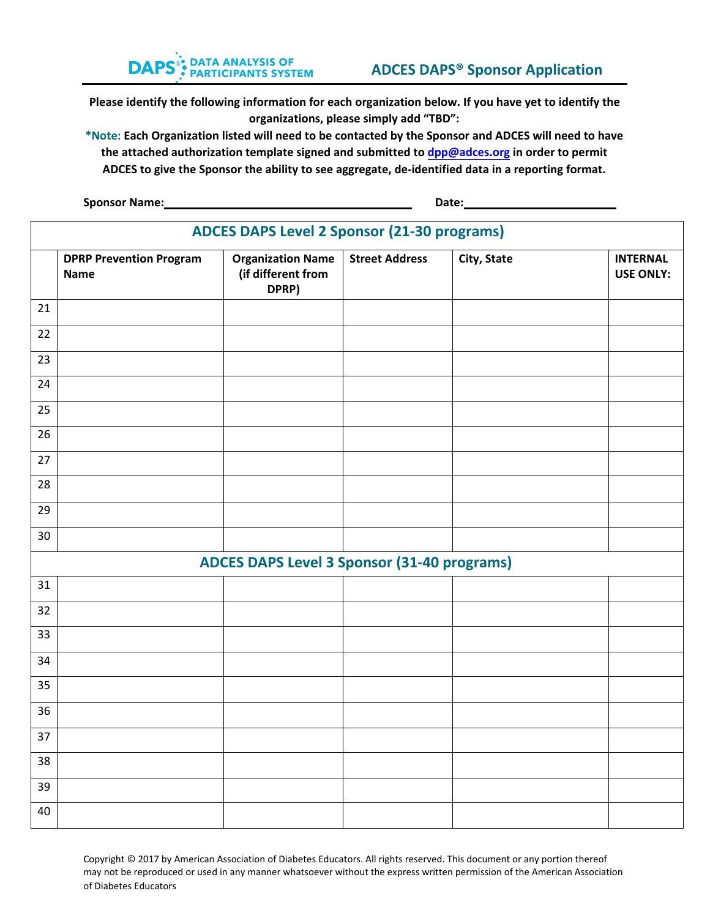DAPS® DATA ANALYSIS OF PARTICIPANTS SYSTEM

## ADCES DAPS® Sponsor Application

**Please identify the following information for each organization below. If you have yet to identify the organizations, please simply add "TBD":**

***Note:** **Each Organization listed will need to be contacted by the Sponsor and ADCES will need to have the attached authorization template signed and submitted to dpp@adces.org in order to permit ADCES to give the Sponsor the ability to see aggregate, de-identified data in a reporting format.**

**Sponsor Name:**\_\_\_\_\_\_\_\_\_\_\_\_\_\_\_\_\_\_\_\_\_\_\_\_\_\_\_\_\_\_\_\_\_\_\_\_\_\_\_\_ **Date:**\_\_\_\_\_\_\_\_\_\_\_\_\_\_\_\_\_\_\_\_\_\_\_\_\_

| ADCES DAPS Level 2 Sponsor (21-30 programs) | | | | | |
|---|---|---|---|---|---|
| | **DPRP Prevention Program Name** | **Organization Name (if different from DPRP)** | **Street Address** | **City, State** | **INTERNAL USE ONLY:** |
| 21 | | | | | |
| 22 | | | | | |
| 23 | | | | | |
| 24 | | | | | |
| 25 | | | | | |
| 26 | | | | | |
| 27 | | | | | |
| 28 | | | | | |
| 29 | | | | | |
| 30 | | | | | |
| **ADCES DAPS Level 3 Sponsor (31-40 programs)** | | | | | |
| 31 | | | | | |
| 32 | | | | | |
| 33 | | | | | |
| 34 | | | | | |
| 35 | | | | | |
| 36 | | | | | |
| 37 | | | | | |
| 38 | | | | | |
| 39 | | | | | |
| 40 | | | | | |

Copyright © 2017 by American Association of Diabetes Educators. All rights reserved. This document or any portion thereof may not be reproduced or used in any manner whatsoever without the express written permission of the American Association of Diabetes Educators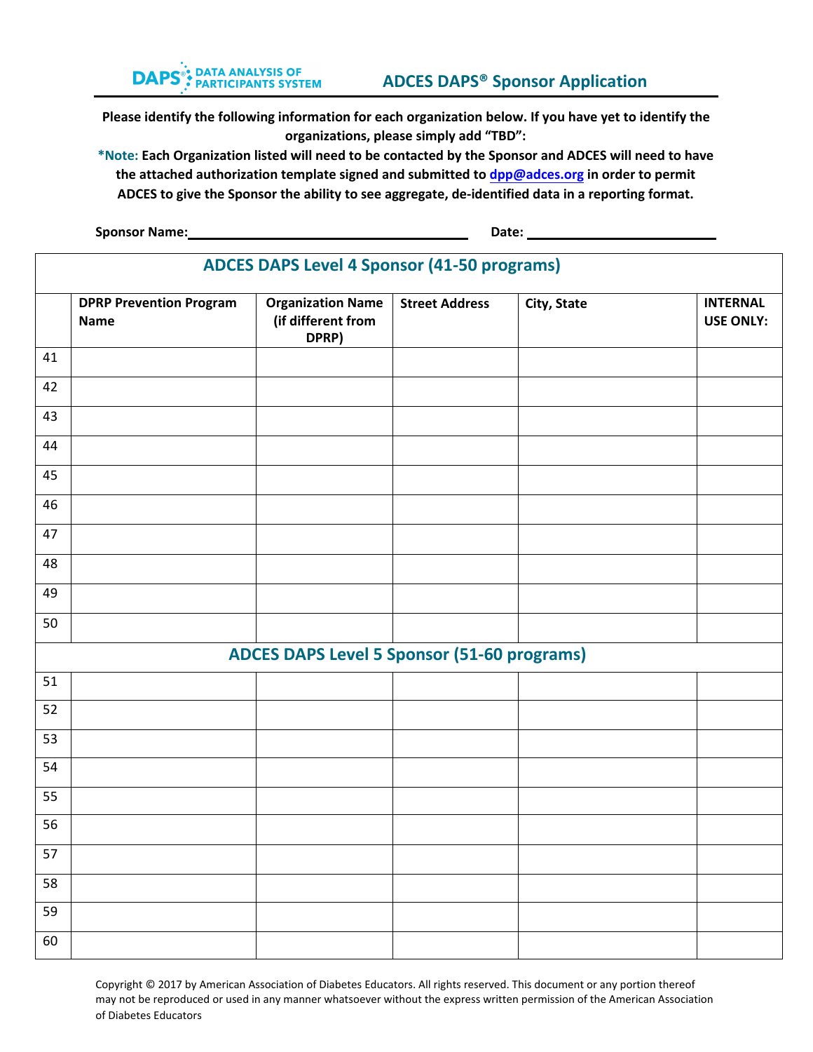DAPS® DATA ANALYSIS OF PARTICIPANTS SYSTEM

## ADCES DAPS® Sponsor Application

**Please identify the following information for each organization below. If you have yet to identify the organizations, please simply add "TBD":**

***Note:** **Each Organization listed will need to be contacted by the Sponsor and ADCES will need to have the attached authorization template signed and submitted to dpp@adces.org in order to permit ADCES to give the Sponsor the ability to see aggregate, de-identified data in a reporting format.**

**Sponsor Name:**\_\_\_\_\_\_\_\_\_\_\_\_\_\_\_\_\_\_\_\_\_\_\_\_\_\_\_\_\_\_\_\_\_\_\_\_ **Date:** \_\_\_\_\_\_\_\_\_\_\_\_\_\_\_\_\_\_\_\_\_\_\_\_

| ADCES DAPS Level 4 Sponsor (41-50 programs) | | | | | |
|---|---|---|---|---|---|
| | **DPRP Prevention Program Name** | **Organization Name (if different from DPRP)** | **Street Address** | **City, State** | **INTERNAL USE ONLY:** |
| 41 | | | | | |
| 42 | | | | | |
| 43 | | | | | |
| 44 | | | | | |
| 45 | | | | | |
| 46 | | | | | |
| 47 | | | | | |
| 48 | | | | | |
| 49 | | | | | |
| 50 | | | | | |
| **ADCES DAPS Level 5 Sponsor (51-60 programs)** | | | | | |
| 51 | | | | | |
| 52 | | | | | |
| 53 | | | | | |
| 54 | | | | | |
| 55 | | | | | |
| 56 | | | | | |
| 57 | | | | | |
| 58 | | | | | |
| 59 | | | | | |
| 60 | | | | | |

Copyright © 2017 by American Association of Diabetes Educators. All rights reserved. This document or any portion thereof may not be reproduced or used in any manner whatsoever without the express written permission of the American Association of Diabetes Educators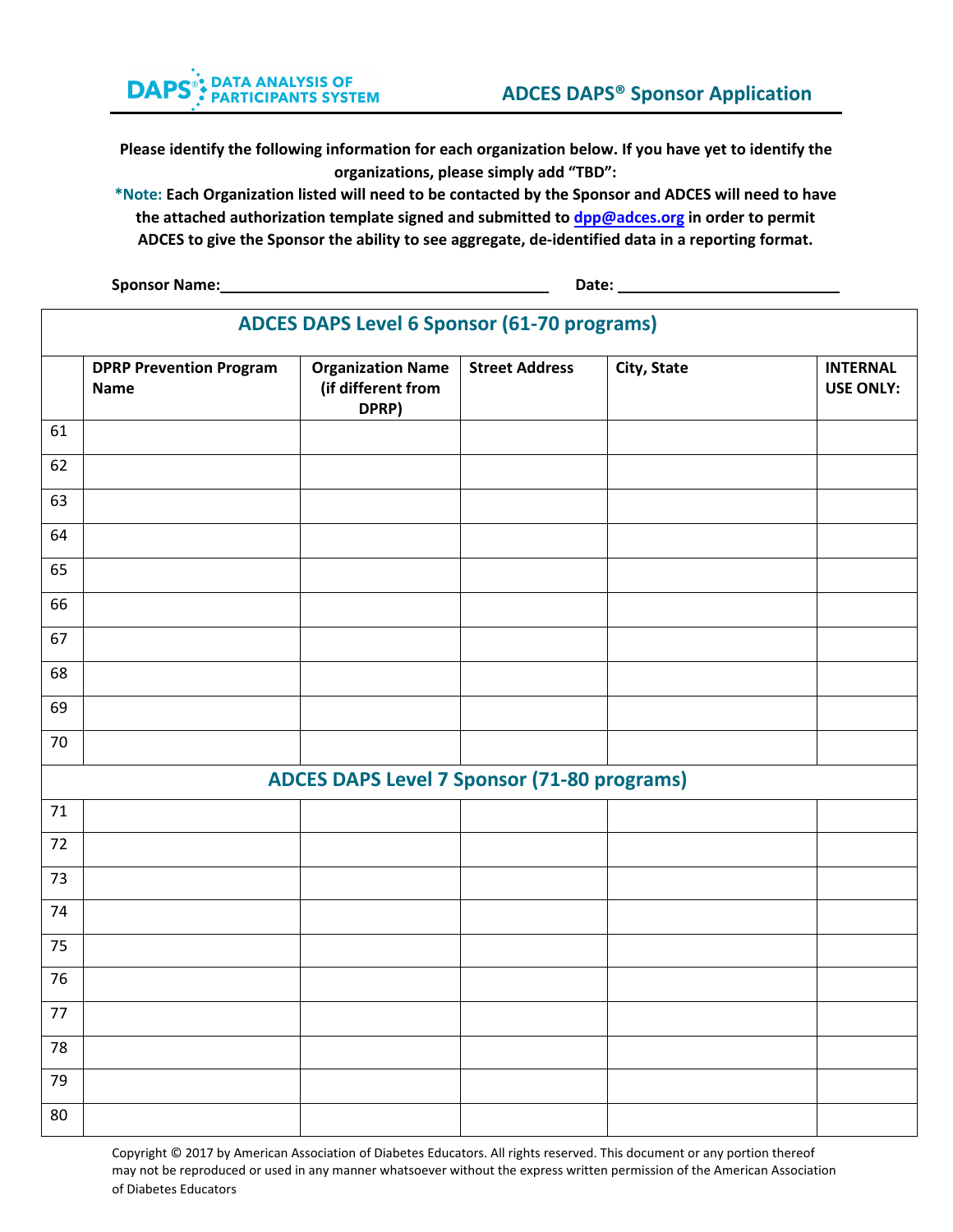DAPS® DATA ANALYSIS OF PARTICIPANTS SYSTEM

# ADCES DAPS® Sponsor Application

**Please identify the following information for each organization below. If you have yet to identify the organizations, please simply add "TBD":**

***Note:** **Each Organization listed will need to be contacted by the Sponsor and ADCES will need to have the attached authorization template signed and submitted to dpp@adces.org in order to permit ADCES to give the Sponsor the ability to see aggregate, de-identified data in a reporting format.**

**Sponsor Name:** ______________________________ **Date:** ____________________

| ADCES DAPS Level 6 Sponsor (61-70 programs) | | | | | |
|---|---|---|---|---|---|
| | **DPRP Prevention Program Name** | **Organization Name (if different from DPRP)** | **Street Address** | **City, State** | **INTERNAL USE ONLY:** |
| 61 | | | | | |
| 62 | | | | | |
| 63 | | | | | |
| 64 | | | | | |
| 65 | | | | | |
| 66 | | | | | |
| 67 | | | | | |
| 68 | | | | | |
| 69 | | | | | |
| 70 | | | | | |
| **ADCES DAPS Level 7 Sponsor (71-80 programs)** | | | | | |
| 71 | | | | | |
| 72 | | | | | |
| 73 | | | | | |
| 74 | | | | | |
| 75 | | | | | |
| 76 | | | | | |
| 77 | | | | | |
| 78 | | | | | |
| 79 | | | | | |
| 80 | | | | | |

Copyright © 2017 by American Association of Diabetes Educators. All rights reserved. This document or any portion thereof may not be reproduced or used in any manner whatsoever without the express written permission of the American Association of Diabetes Educators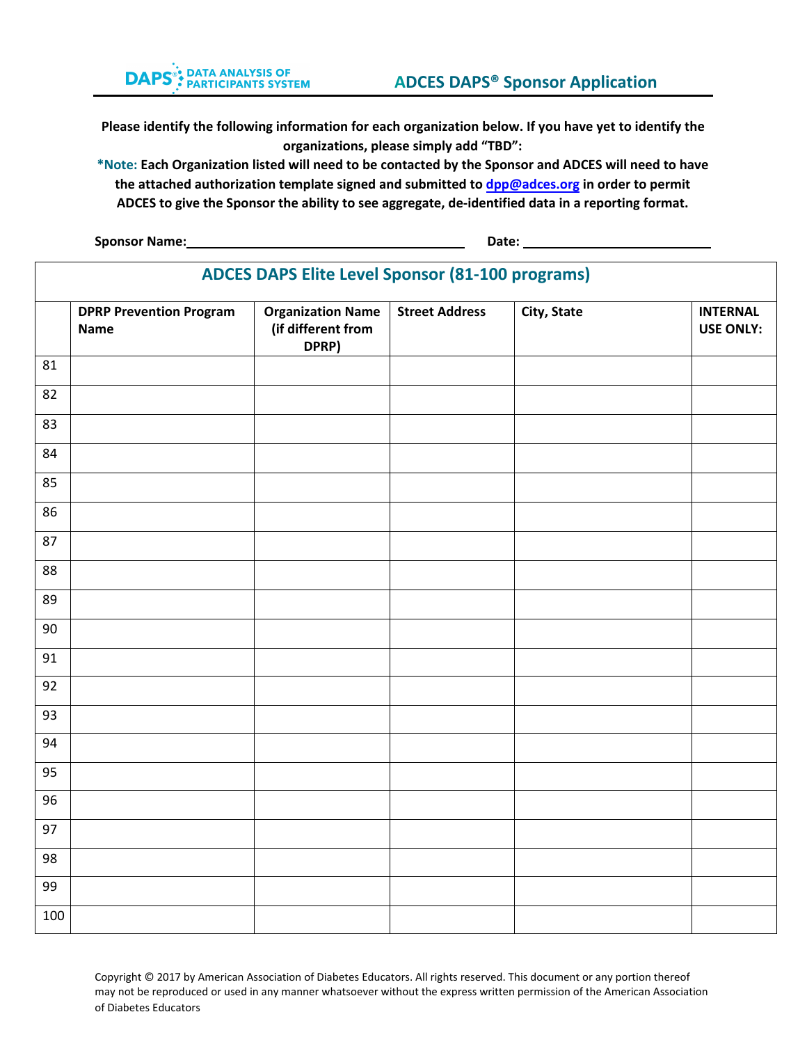DAPS® DATA ANALYSIS OF PARTICIPANTS SYSTEM

# ADCES DAPS® Sponsor Application

**Please identify the following information for each organization below. If you have yet to identify the organizations, please simply add "TBD":**

***Note:** **Each Organization listed will need to be contacted by the Sponsor and ADCES will need to have the attached authorization template signed and submitted to [dpp@adces.org](mailto:dpp@adces.org) in order to permit ADCES to give the Sponsor the ability to see aggregate, de-identified data in a reporting format.**

**Sponsor Name:** ______________________________ **Date:** ____________________

## ADCES DAPS Elite Level Sponsor (81-100 programs)

| | DPRP Prevention Program Name | Organization Name (if different from DPRP) | Street Address | City, State | INTERNAL USE ONLY: |
|---|---|---|---|---|---|
| 81 | | | | | |
| 82 | | | | | |
| 83 | | | | | |
| 84 | | | | | |
| 85 | | | | | |
| 86 | | | | | |
| 87 | | | | | |
| 88 | | | | | |
| 89 | | | | | |
| 90 | | | | | |
| 91 | | | | | |
| 92 | | | | | |
| 93 | | | | | |
| 94 | | | | | |
| 95 | | | | | |
| 96 | | | | | |
| 97 | | | | | |
| 98 | | | | | |
| 99 | | | | | |
| 100 | | | | | |

Copyright © 2017 by American Association of Diabetes Educators. All rights reserved. This document or any portion thereof may not be reproduced or used in any manner whatsoever without the express written permission of the American Association of Diabetes Educators